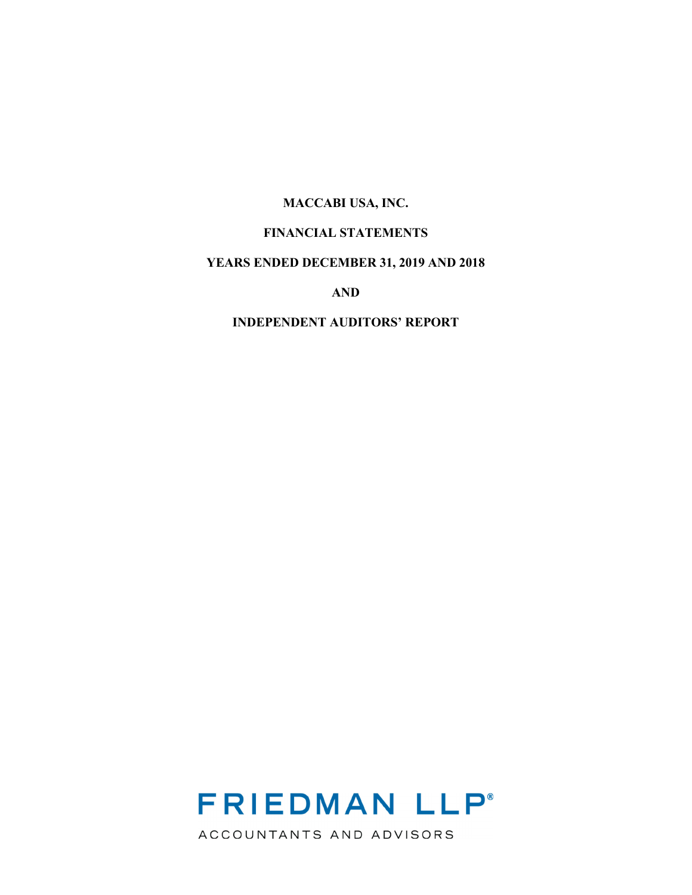# MACCABI USA, INC.

## FINANCIAL STATEMENTS

## YEARS ENDED DECEMBER 31, 2019 AND 2018

## AND

## INDEPENDENT AUDITORS' REPORT

**FRIEDMAN LLP®**

ACCOUNTANTS AND ADVISORS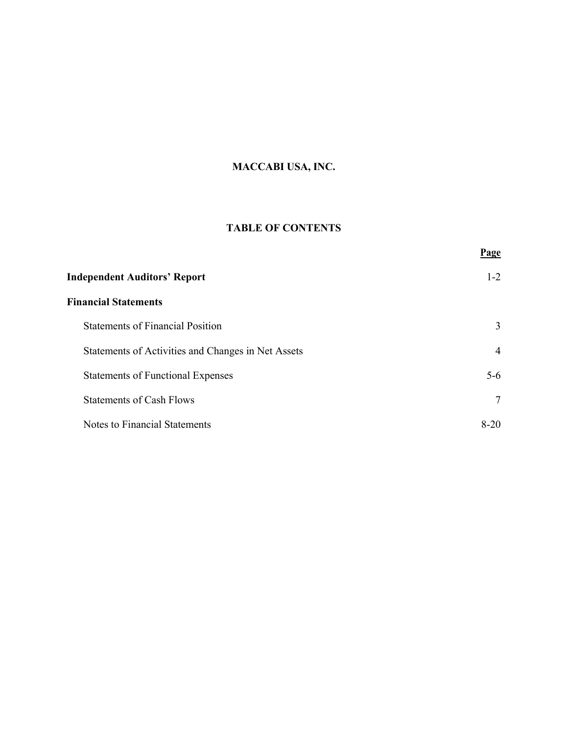# MACCABI USA, INC.

## TABLE OF CONTENTS

| | Page |
|---|---|
| **Independent Auditors' Report** | 1-2 |
| **Financial Statements** | |
| Statements of Financial Position | 3 |
| Statements of Activities and Changes in Net Assets | 4 |
| Statements of Functional Expenses | 5-6 |
| Statements of Cash Flows | 7 |
| Notes to Financial Statements | 8-20 |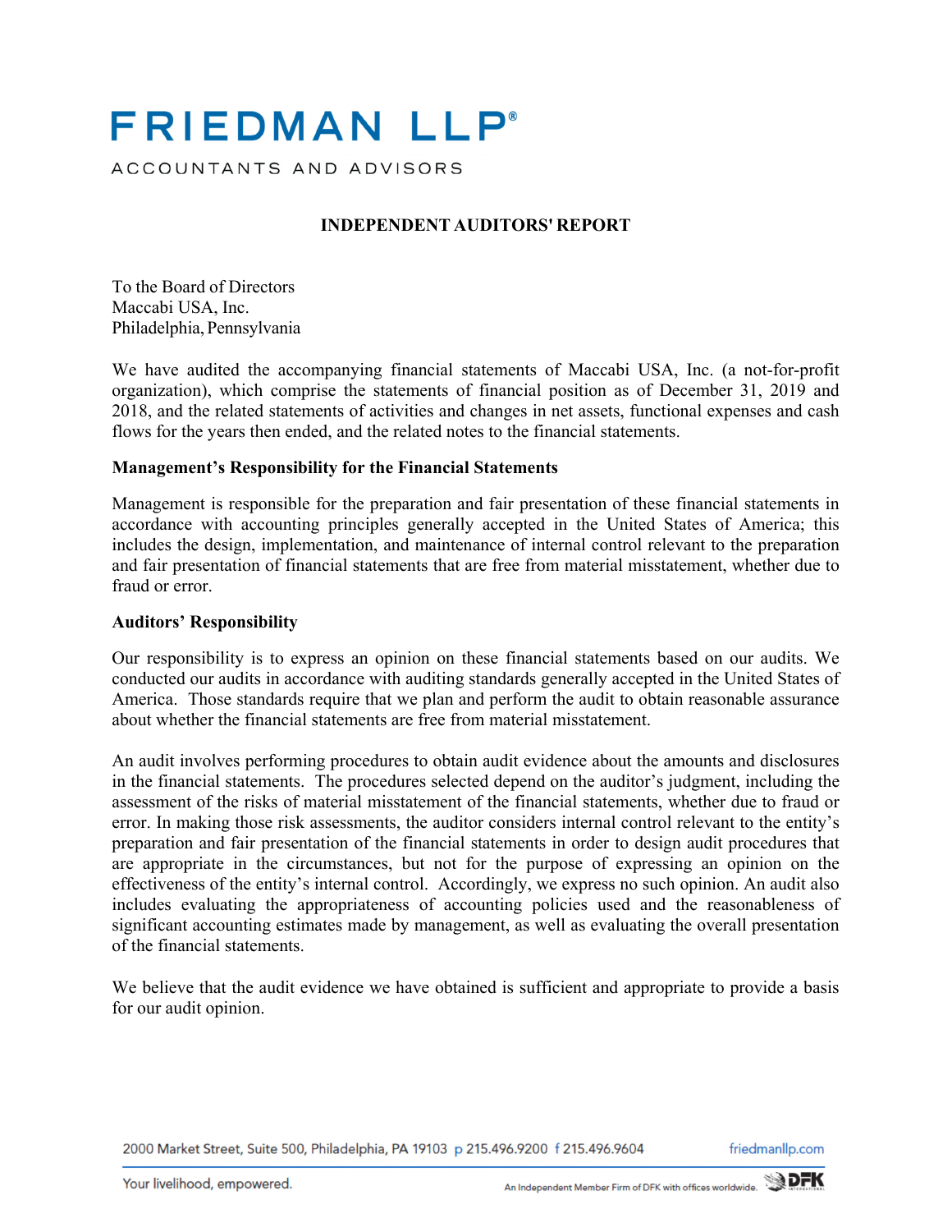# FRIEDMAN LLP®

ACCOUNTANTS AND ADVISORS

## INDEPENDENT AUDITORS' REPORT

To the Board of Directors
Maccabi USA, Inc.
Philadelphia, Pennsylvania

We have audited the accompanying financial statements of Maccabi USA, Inc. (a not-for-profit organization), which comprise the statements of financial position as of December 31, 2019 and 2018, and the related statements of activities and changes in net assets, functional expenses and cash flows for the years then ended, and the related notes to the financial statements.

### Management's Responsibility for the Financial Statements

Management is responsible for the preparation and fair presentation of these financial statements in accordance with accounting principles generally accepted in the United States of America; this includes the design, implementation, and maintenance of internal control relevant to the preparation and fair presentation of financial statements that are free from material misstatement, whether due to fraud or error.

### Auditors' Responsibility

Our responsibility is to express an opinion on these financial statements based on our audits. We conducted our audits in accordance with auditing standards generally accepted in the United States of America. Those standards require that we plan and perform the audit to obtain reasonable assurance about whether the financial statements are free from material misstatement.

An audit involves performing procedures to obtain audit evidence about the amounts and disclosures in the financial statements. The procedures selected depend on the auditor's judgment, including the assessment of the risks of material misstatement of the financial statements, whether due to fraud or error. In making those risk assessments, the auditor considers internal control relevant to the entity's preparation and fair presentation of the financial statements in order to design audit procedures that are appropriate in the circumstances, but not for the purpose of expressing an opinion on the effectiveness of the entity's internal control. Accordingly, we express no such opinion. An audit also includes evaluating the appropriateness of accounting policies used and the reasonableness of significant accounting estimates made by management, as well as evaluating the overall presentation of the financial statements.

We believe that the audit evidence we have obtained is sufficient and appropriate to provide a basis for our audit opinion.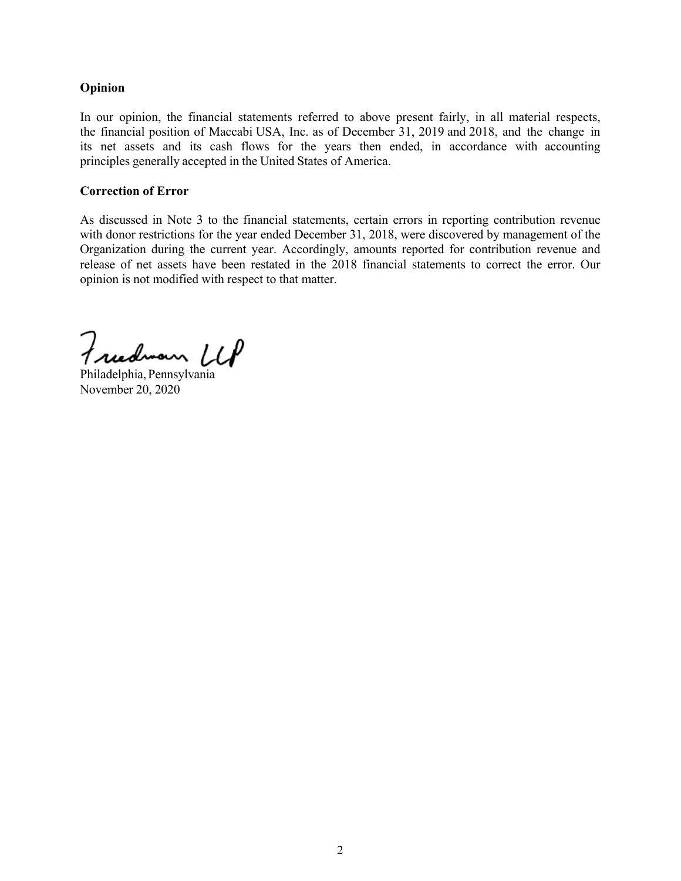**Opinion**

In our opinion, the financial statements referred to above present fairly, in all material respects, the financial position of Maccabi USA, Inc. as of December 31, 2019 and 2018, and the change in its net assets and its cash flows for the years then ended, in accordance with accounting principles generally accepted in the United States of America.

**Correction of Error**

As discussed in Note 3 to the financial statements, certain errors in reporting contribution revenue with donor restrictions for the year ended December 31, 2018, were discovered by management of the Organization during the current year. Accordingly, amounts reported for contribution revenue and release of net assets have been restated in the 2018 financial statements to correct the error. Our opinion is not modified with respect to that matter.

Friedman LLP

Philadelphia, Pennsylvania
November 20, 2020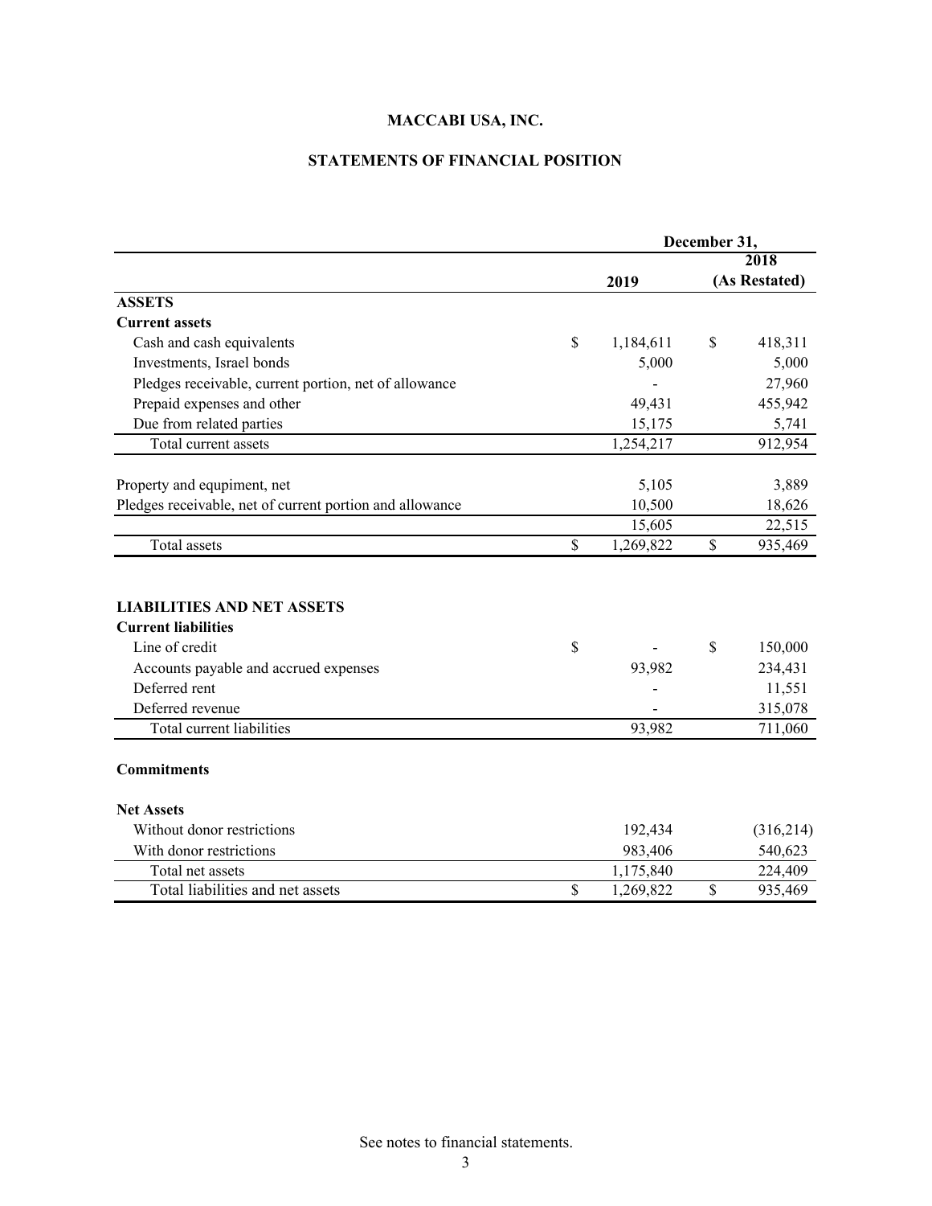# MACCABI USA, INC.

## STATEMENTS OF FINANCIAL POSITION

| | December 31, | |
|---|---|---|
| | 2019 | 2018 (As Restated) |
| **ASSETS** | | |
| **Current assets** | | |
| Cash and cash equivalents | $ 1,184,611 | $ 418,311 |
| Investments, Israel bonds | 5,000 | 5,000 |
| Pledges receivable, current portion, net of allowance | - | 27,960 |
| Prepaid expenses and other | 49,431 | 455,942 |
| Due from related parties | 15,175 | 5,741 |
| Total current assets | 1,254,217 | 912,954 |
| | | |
| Property and equipment, net | 5,105 | 3,889 |
| Pledges receivable, net of current portion and allowance | 10,500 | 18,626 |
| | 15,605 | 22,515 |
| Total assets | $ 1,269,822 | $ 935,469 |
| | | |
| **LIABILITIES AND NET ASSETS** | | |
| **Current liabilities** | | |
| Line of credit | $ - | $ 150,000 |
| Accounts payable and accrued expenses | 93,982 | 234,431 |
| Deferred rent | - | 11,551 |
| Deferred revenue | - | 315,078 |
| Total current liabilities | 93,982 | 711,060 |
| | | |
| **Commitments** | | |
| | | |
| **Net Assets** | | |
| Without donor restrictions | 192,434 | (316,214) |
| With donor restrictions | 983,406 | 540,623 |
| Total net assets | 1,175,840 | 224,409 |
| Total liabilities and net assets | $ 1,269,822 | $ 935,469 |

See notes to financial statements.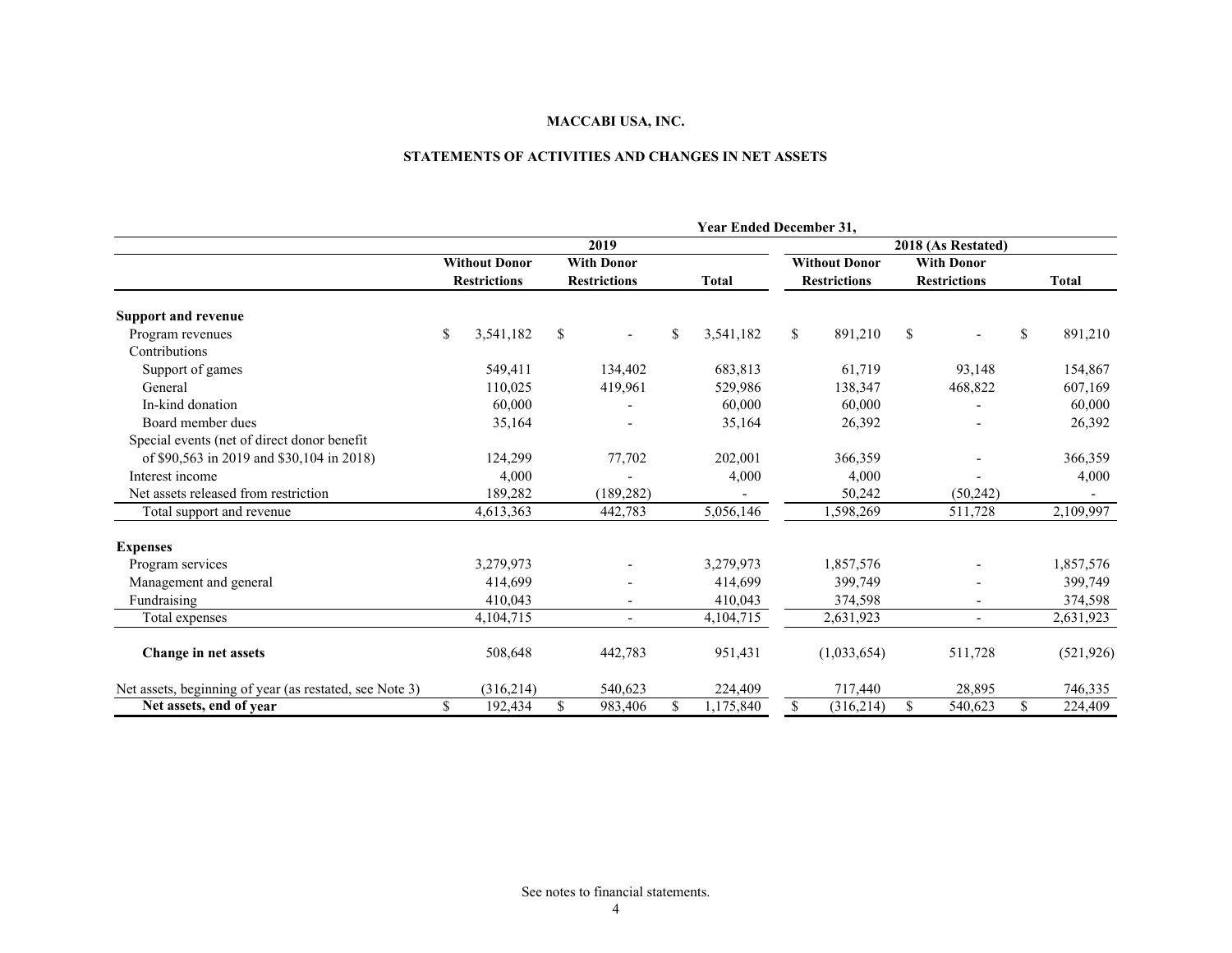**MACCABI USA, INC.**

**STATEMENTS OF ACTIVITIES AND CHANGES IN NET ASSETS**

| | Year Ended December 31, | | | | | |
|---|---|---|---|---|---|---|
| | 2019 | | | 2018 (As Restated) | | |
| | Without Donor Restrictions | With Donor Restrictions | Total | Without Donor Restrictions | With Donor Restrictions | Total |
| **Support and revenue** | | | | | | |
| Program revenues | $ 3,541,182 | $ - | $ 3,541,182 | $ 891,210 | $ - | $ 891,210 |
| Contributions | | | | | | |
| Support of games | 549,411 | 134,402 | 683,813 | 61,719 | 93,148 | 154,867 |
| General | 110,025 | 419,961 | 529,986 | 138,347 | 468,822 | 607,169 |
| In-kind donation | 60,000 | - | 60,000 | 60,000 | - | 60,000 |
| Board member dues | 35,164 | - | 35,164 | 26,392 | - | 26,392 |
| Special events (net of direct donor benefit of $90,563 in 2019 and $30,104 in 2018) | 124,299 | 77,702 | 202,001 | 366,359 | - | 366,359 |
| Interest income | 4,000 | - | 4,000 | 4,000 | - | 4,000 |
| Net assets released from restriction | 189,282 | (189,282) | - | 50,242 | (50,242) | - |
| Total support and revenue | 4,613,363 | 442,783 | 5,056,146 | 1,598,269 | 511,728 | 2,109,997 |
| **Expenses** | | | | | | |
| Program services | 3,279,973 | - | 3,279,973 | 1,857,576 | - | 1,857,576 |
| Management and general | 414,699 | - | 414,699 | 399,749 | - | 399,749 |
| Fundraising | 410,043 | - | 410,043 | 374,598 | - | 374,598 |
| Total expenses | 4,104,715 | - | 4,104,715 | 2,631,923 | - | 2,631,923 |
| **Change in net assets** | 508,648 | 442,783 | 951,431 | (1,033,654) | 511,728 | (521,926) |
| Net assets, beginning of year (as restated, see Note 3) | (316,214) | 540,623 | 224,409 | 717,440 | 28,895 | 746,335 |
| **Net assets, end of year** | $ 192,434 | $ 983,406 | $ 1,175,840 | $ (316,214) | $ 540,623 | $ 224,409 |

See notes to financial statements.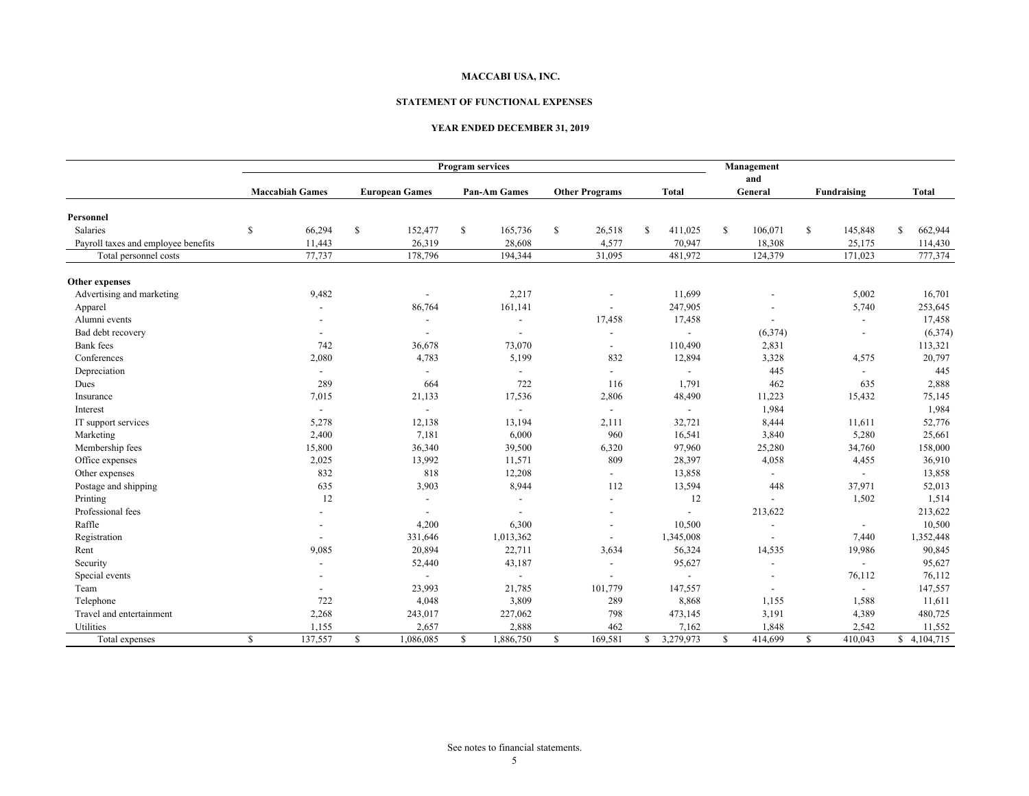# MACCABI USA, INC.

## STATEMENT OF FUNCTIONAL EXPENSES

### YEAR ENDED DECEMBER 31, 2019

| | Program services | | | | | Management and General | Fundraising | Total |
|---|---|---|---|---|---|---|---|---|
| | Maccabiah Games | European Games | Pan-Am Games | Other Programs | Total | | | |
| **Personnel** | | | | | | | | |
| Salaries | $ 66,294 | $ 152,477 | $ 165,736 | $ 26,518 | $ 411,025 | $ 106,071 | $ 145,848 | $ 662,944 |
| Payroll taxes and employee benefits | 11,443 | 26,319 | 28,608 | 4,577 | 70,947 | 18,308 | 25,175 | 114,430 |
| Total personnel costs | 77,737 | 178,796 | 194,344 | 31,095 | 481,972 | 124,379 | 171,023 | 777,374 |
| **Other expenses** | | | | | | | | |
| Advertising and marketing | 9,482 | - | 2,217 | - | 11,699 | - | 5,002 | 16,701 |
| Apparel | - | 86,764 | 161,141 | - | 247,905 | - | 5,740 | 253,645 |
| Alumni events | - | - | - | 17,458 | 17,458 | - | - | 17,458 |
| Bad debt recovery | - | - | - | - | - | (6,374) | - | (6,374) |
| Bank fees | 742 | 36,678 | 73,070 | - | 110,490 | 2,831 | | 113,321 |
| Conferences | 2,080 | 4,783 | 5,199 | 832 | 12,894 | 3,328 | 4,575 | 20,797 |
| Depreciation | - | - | - | - | - | 445 | - | 445 |
| Dues | 289 | 664 | 722 | 116 | 1,791 | 462 | 635 | 2,888 |
| Insurance | 7,015 | 21,133 | 17,536 | 2,806 | 48,490 | 11,223 | 15,432 | 75,145 |
| Interest | - | - | - | - | - | 1,984 | | 1,984 |
| IT support services | 5,278 | 12,138 | 13,194 | 2,111 | 32,721 | 8,444 | 11,611 | 52,776 |
| Marketing | 2,400 | 7,181 | 6,000 | 960 | 16,541 | 3,840 | 5,280 | 25,661 |
| Membership fees | 15,800 | 36,340 | 39,500 | 6,320 | 97,960 | 25,280 | 34,760 | 158,000 |
| Office expenses | 2,025 | 13,992 | 11,571 | 809 | 28,397 | 4,058 | 4,455 | 36,910 |
| Other expenses | 832 | 818 | 12,208 | - | 13,858 | - | - | 13,858 |
| Postage and shipping | 635 | 3,903 | 8,944 | 112 | 13,594 | 448 | 37,971 | 52,013 |
| Printing | 12 | - | - | - | 12 | - | 1,502 | 1,514 |
| Professional fees | - | - | - | - | - | 213,622 | | 213,622 |
| Raffle | - | 4,200 | 6,300 | - | 10,500 | - | - | 10,500 |
| Registration | - | 331,646 | 1,013,362 | - | 1,345,008 | - | 7,440 | 1,352,448 |
| Rent | 9,085 | 20,894 | 22,711 | 3,634 | 56,324 | 14,535 | 19,986 | 90,845 |
| Security | - | 52,440 | 43,187 | - | 95,627 | - | - | 95,627 |
| Special events | - | - | - | - | - | - | 76,112 | 76,112 |
| Team | - | 23,993 | 21,785 | 101,779 | 147,557 | - | - | 147,557 |
| Telephone | 722 | 4,048 | 3,809 | 289 | 8,868 | 1,155 | 1,588 | 11,611 |
| Travel and entertainment | 2,268 | 243,017 | 227,062 | 798 | 473,145 | 3,191 | 4,389 | 480,725 |
| Utilities | 1,155 | 2,657 | 2,888 | 462 | 7,162 | 1,848 | 2,542 | 11,552 |
| Total expenses | $ 137,557 | $ 1,086,085 | $ 1,886,750 | $ 169,581 | $ 3,279,973 | $ 414,699 | $ 410,043 | $ 4,104,715 |

See notes to financial statements.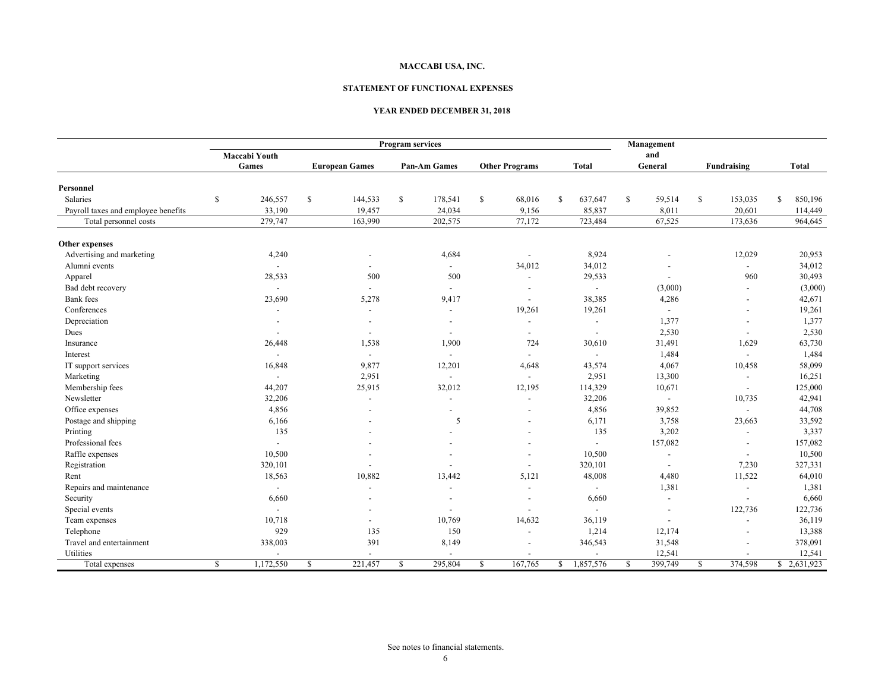**MACCABI USA, INC.**

**STATEMENT OF FUNCTIONAL EXPENSES**

**YEAR ENDED DECEMBER 31, 2018**

| | Program services | | | | | Management and General | Fundraising | Total |
|---|---|---|---|---|---|---|---|---|
| | Maccabi Youth Games | European Games | Pan-Am Games | Other Programs | Total | | | |
| **Personnel** | | | | | | | | |
| Salaries | $ 246,557 | $ 144,533 | $ 178,541 | $ 68,016 | $ 637,647 | $ 59,514 | $ 153,035 | $ 850,196 |
| Payroll taxes and employee benefits | 33,190 | 19,457 | 24,034 | 9,156 | 85,837 | 8,011 | 20,601 | 114,449 |
| Total personnel costs | 279,747 | 163,990 | 202,575 | 77,172 | 723,484 | 67,525 | 173,636 | 964,645 |
| **Other expenses** | | | | | | | | |
| Advertising and marketing | 4,240 | - | 4,684 | - | 8,924 | - | 12,029 | 20,953 |
| Alumni events | - | - | - | 34,012 | 34,012 | - | - | 34,012 |
| Apparel | 28,533 | 500 | 500 | - | 29,533 | - | 960 | 30,493 |
| Bad debt recovery | - | - | - | - | - | (3,000) | - | (3,000) |
| Bank fees | 23,690 | 5,278 | 9,417 | - | 38,385 | 4,286 | - | 42,671 |
| Conferences | - | - | - | 19,261 | 19,261 | - | - | 19,261 |
| Depreciation | - | - | - | - | - | 1,377 | - | 1,377 |
| Dues | - | - | - | - | - | 2,530 | - | 2,530 |
| Insurance | 26,448 | 1,538 | 1,900 | 724 | 30,610 | 31,491 | 1,629 | 63,730 |
| Interest | - | - | - | - | - | 1,484 | - | 1,484 |
| IT support services | 16,848 | 9,877 | 12,201 | 4,648 | 43,574 | 4,067 | 10,458 | 58,099 |
| Marketing | - | 2,951 | - | - | 2,951 | 13,300 | - | 16,251 |
| Membership fees | 44,207 | 25,915 | 32,012 | 12,195 | 114,329 | 10,671 | - | 125,000 |
| Newsletter | 32,206 | - | - | - | 32,206 | - | 10,735 | 42,941 |
| Office expenses | 4,856 | - | - | - | 4,856 | 39,852 | - | 44,708 |
| Postage and shipping | 6,166 | - | 5 | - | 6,171 | 3,758 | 23,663 | 33,592 |
| Printing | 135 | - | - | - | 135 | 3,202 | - | 3,337 |
| Professional fees | - | - | - | - | - | 157,082 | - | 157,082 |
| Raffle expenses | 10,500 | - | - | - | 10,500 | - | - | 10,500 |
| Registration | 320,101 | - | - | - | 320,101 | - | 7,230 | 327,331 |
| Rent | 18,563 | 10,882 | 13,442 | 5,121 | 48,008 | 4,480 | 11,522 | 64,010 |
| Repairs and maintenance | - | - | - | - | - | 1,381 | - | 1,381 |
| Security | 6,660 | - | - | - | 6,660 | - | - | 6,660 |
| Special events | - | - | - | - | - | - | 122,736 | 122,736 |
| Team expenses | 10,718 | - | 10,769 | 14,632 | 36,119 | - | - | 36,119 |
| Telephone | 929 | 135 | 150 | - | 1,214 | 12,174 | - | 13,388 |
| Travel and entertainment | 338,003 | 391 | 8,149 | - | 346,543 | 31,548 | - | 378,091 |
| Utilities | - | - | - | - | - | 12,541 | - | 12,541 |
| Total expenses | $ 1,172,550 | $ 221,457 | $ 295,804 | $ 167,765 | $ 1,857,576 | $ 399,749 | $ 374,598 | $ 2,631,923 |

See notes to financial statements.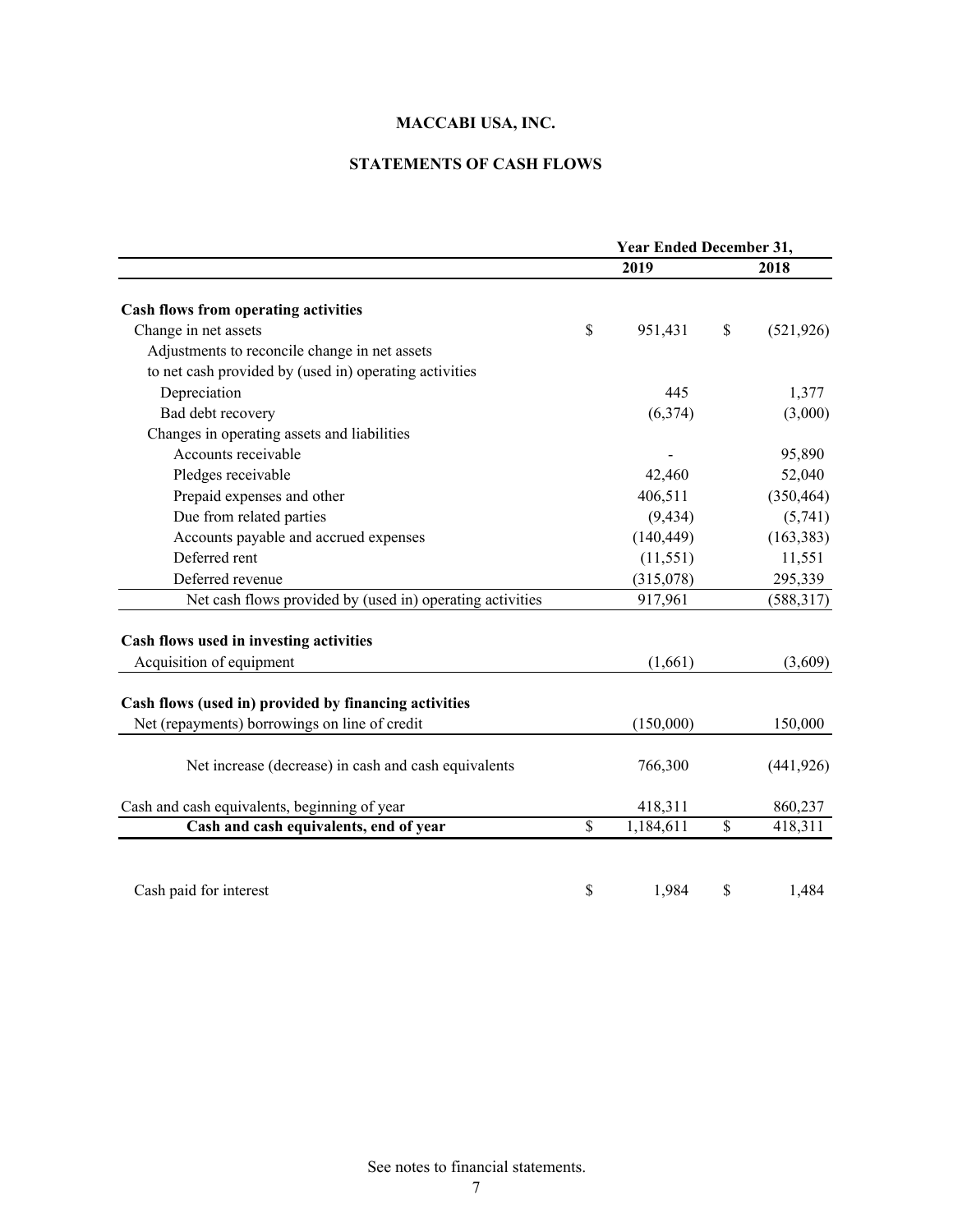# MACCABI USA, INC.

## STATEMENTS OF CASH FLOWS

| | Year Ended December 31, | |
|---|---|---|
| | 2019 | 2018 |
| **Cash flows from operating activities** | | |
| Change in net assets | $ 951,431 | $ (521,926) |
| Adjustments to reconcile change in net assets to net cash provided by (used in) operating activities | | |
| Depreciation | 445 | 1,377 |
| Bad debt recovery | (6,374) | (3,000) |
| Changes in operating assets and liabilities | | |
| Accounts receivable | - | 95,890 |
| Pledges receivable | 42,460 | 52,040 |
| Prepaid expenses and other | 406,511 | (350,464) |
| Due from related parties | (9,434) | (5,741) |
| Accounts payable and accrued expenses | (140,449) | (163,383) |
| Deferred rent | (11,551) | 11,551 |
| Deferred revenue | (315,078) | 295,339 |
| Net cash flows provided by (used in) operating activities | 917,961 | (588,317) |
| **Cash flows used in investing activities** | | |
| Acquisition of equipment | (1,661) | (3,609) |
| **Cash flows (used in) provided by financing activities** | | |
| Net (repayments) borrowings on line of credit | (150,000) | 150,000 |
| Net increase (decrease) in cash and cash equivalents | 766,300 | (441,926) |
| Cash and cash equivalents, beginning of year | 418,311 | 860,237 |
| **Cash and cash equivalents, end of year** | $ 1,184,611 | $ 418,311 |
| Cash paid for interest | $ 1,984 | $ 1,484 |

See notes to financial statements.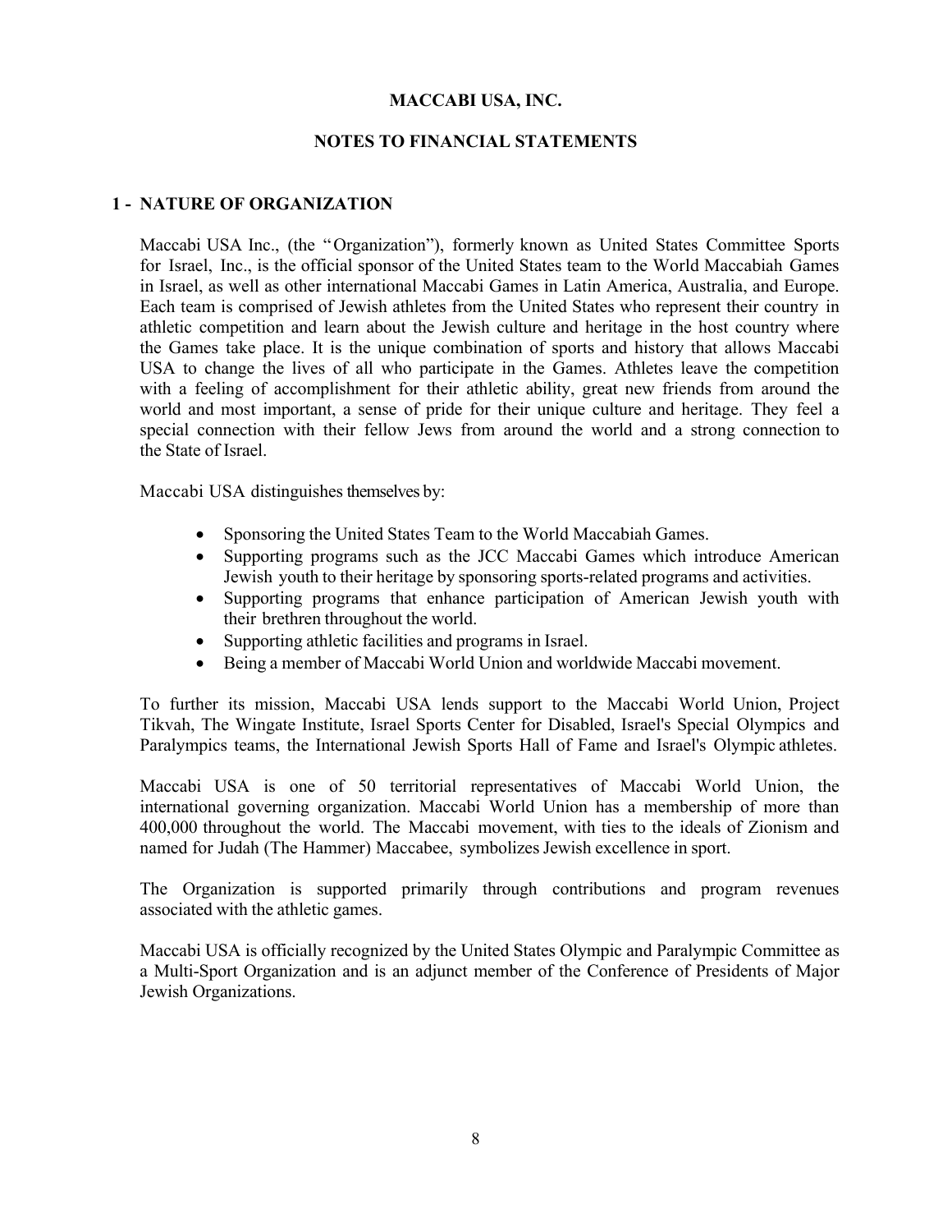# MACCABI USA, INC.

## NOTES TO FINANCIAL STATEMENTS

### 1 - NATURE OF ORGANIZATION

Maccabi USA Inc., (the "Organization"), formerly known as United States Committee Sports for Israel, Inc., is the official sponsor of the United States team to the World Maccabiah Games in Israel, as well as other international Maccabi Games in Latin America, Australia, and Europe. Each team is comprised of Jewish athletes from the United States who represent their country in athletic competition and learn about the Jewish culture and heritage in the host country where the Games take place. It is the unique combination of sports and history that allows Maccabi USA to change the lives of all who participate in the Games. Athletes leave the competition with a feeling of accomplishment for their athletic ability, great new friends from around the world and most important, a sense of pride for their unique culture and heritage. They feel a special connection with their fellow Jews from around the world and a strong connection to the State of Israel.

Maccabi USA distinguishes themselves by:

- Sponsoring the United States Team to the World Maccabiah Games.
- Supporting programs such as the JCC Maccabi Games which introduce American Jewish youth to their heritage by sponsoring sports-related programs and activities.
- Supporting programs that enhance participation of American Jewish youth with their brethren throughout the world.
- Supporting athletic facilities and programs in Israel.
- Being a member of Maccabi World Union and worldwide Maccabi movement.

To further its mission, Maccabi USA lends support to the Maccabi World Union, Project Tikvah, The Wingate Institute, Israel Sports Center for Disabled, Israel's Special Olympics and Paralympics teams, the International Jewish Sports Hall of Fame and Israel's Olympic athletes.

Maccabi USA is one of 50 territorial representatives of Maccabi World Union, the international governing organization. Maccabi World Union has a membership of more than 400,000 throughout the world. The Maccabi movement, with ties to the ideals of Zionism and named for Judah (The Hammer) Maccabee, symbolizes Jewish excellence in sport.

The Organization is supported primarily through contributions and program revenues associated with the athletic games.

Maccabi USA is officially recognized by the United States Olympic and Paralympic Committee as a Multi-Sport Organization and is an adjunct member of the Conference of Presidents of Major Jewish Organizations.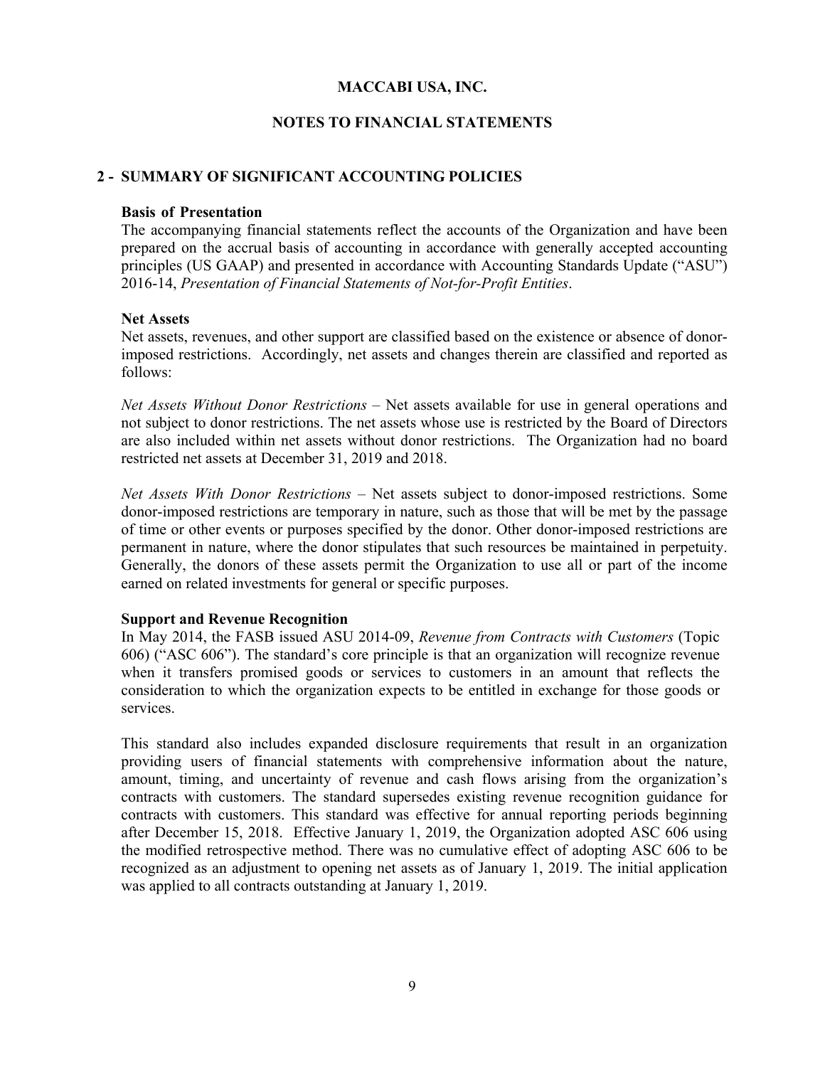## MACCABI USA, INC.

## NOTES TO FINANCIAL STATEMENTS

### 2 - SUMMARY OF SIGNIFICANT ACCOUNTING POLICIES

**Basis of Presentation**
The accompanying financial statements reflect the accounts of the Organization and have been prepared on the accrual basis of accounting in accordance with generally accepted accounting principles (US GAAP) and presented in accordance with Accounting Standards Update ("ASU") 2016-14, *Presentation of Financial Statements of Not-for-Profit Entities*.

**Net Assets**
Net assets, revenues, and other support are classified based on the existence or absence of donor-imposed restrictions. Accordingly, net assets and changes therein are classified and reported as follows:

*Net Assets Without Donor Restrictions* – Net assets available for use in general operations and not subject to donor restrictions. The net assets whose use is restricted by the Board of Directors are also included within net assets without donor restrictions. The Organization had no board restricted net assets at December 31, 2019 and 2018.

*Net Assets With Donor Restrictions* – Net assets subject to donor-imposed restrictions. Some donor-imposed restrictions are temporary in nature, such as those that will be met by the passage of time or other events or purposes specified by the donor. Other donor-imposed restrictions are permanent in nature, where the donor stipulates that such resources be maintained in perpetuity. Generally, the donors of these assets permit the Organization to use all or part of the income earned on related investments for general or specific purposes.

**Support and Revenue Recognition**
In May 2014, the FASB issued ASU 2014-09, *Revenue from Contracts with Customers* (Topic 606) ("ASC 606"). The standard's core principle is that an organization will recognize revenue when it transfers promised goods or services to customers in an amount that reflects the consideration to which the organization expects to be entitled in exchange for those goods or services.

This standard also includes expanded disclosure requirements that result in an organization providing users of financial statements with comprehensive information about the nature, amount, timing, and uncertainty of revenue and cash flows arising from the organization's contracts with customers. The standard supersedes existing revenue recognition guidance for contracts with customers. This standard was effective for annual reporting periods beginning after December 15, 2018. Effective January 1, 2019, the Organization adopted ASC 606 using the modified retrospective method. There was no cumulative effect of adopting ASC 606 to be recognized as an adjustment to opening net assets as of January 1, 2019. The initial application was applied to all contracts outstanding at January 1, 2019.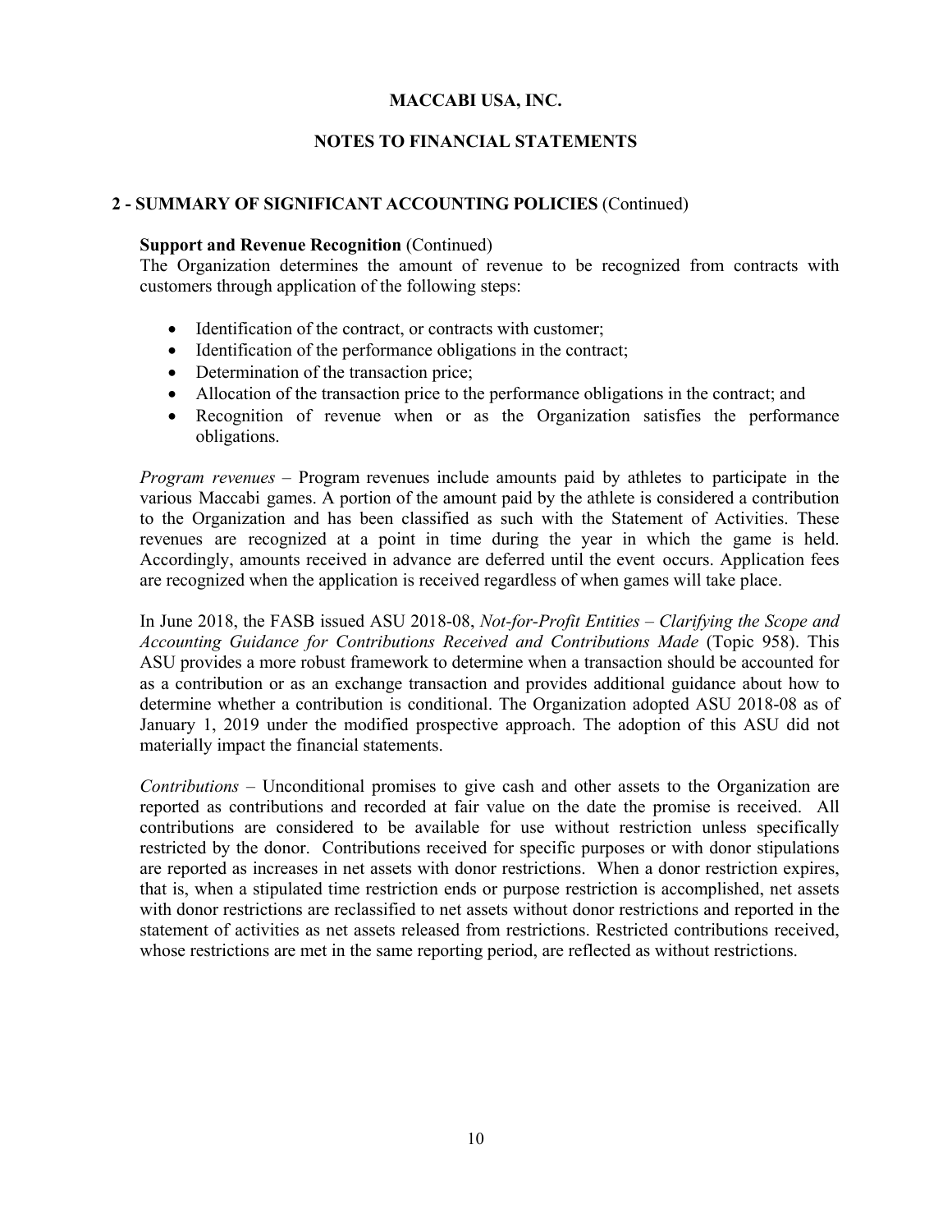# MACCABI USA, INC.

## NOTES TO FINANCIAL STATEMENTS

### 2 - SUMMARY OF SIGNIFICANT ACCOUNTING POLICIES (Continued)

**Support and Revenue Recognition** (Continued)

The Organization determines the amount of revenue to be recognized from contracts with customers through application of the following steps:

- Identification of the contract, or contracts with customer;
- Identification of the performance obligations in the contract;
- Determination of the transaction price;
- Allocation of the transaction price to the performance obligations in the contract; and
- Recognition of revenue when or as the Organization satisfies the performance obligations.

*Program revenues* – Program revenues include amounts paid by athletes to participate in the various Maccabi games. A portion of the amount paid by the athlete is considered a contribution to the Organization and has been classified as such with the Statement of Activities. These revenues are recognized at a point in time during the year in which the game is held. Accordingly, amounts received in advance are deferred until the event occurs. Application fees are recognized when the application is received regardless of when games will take place.

In June 2018, the FASB issued ASU 2018-08, *Not-for-Profit Entities – Clarifying the Scope and Accounting Guidance for Contributions Received and Contributions Made* (Topic 958). This ASU provides a more robust framework to determine when a transaction should be accounted for as a contribution or as an exchange transaction and provides additional guidance about how to determine whether a contribution is conditional. The Organization adopted ASU 2018-08 as of January 1, 2019 under the modified prospective approach. The adoption of this ASU did not materially impact the financial statements.

*Contributions* – Unconditional promises to give cash and other assets to the Organization are reported as contributions and recorded at fair value on the date the promise is received. All contributions are considered to be available for use without restriction unless specifically restricted by the donor. Contributions received for specific purposes or with donor stipulations are reported as increases in net assets with donor restrictions. When a donor restriction expires, that is, when a stipulated time restriction ends or purpose restriction is accomplished, net assets with donor restrictions are reclassified to net assets without donor restrictions and reported in the statement of activities as net assets released from restrictions. Restricted contributions received, whose restrictions are met in the same reporting period, are reflected as without restrictions.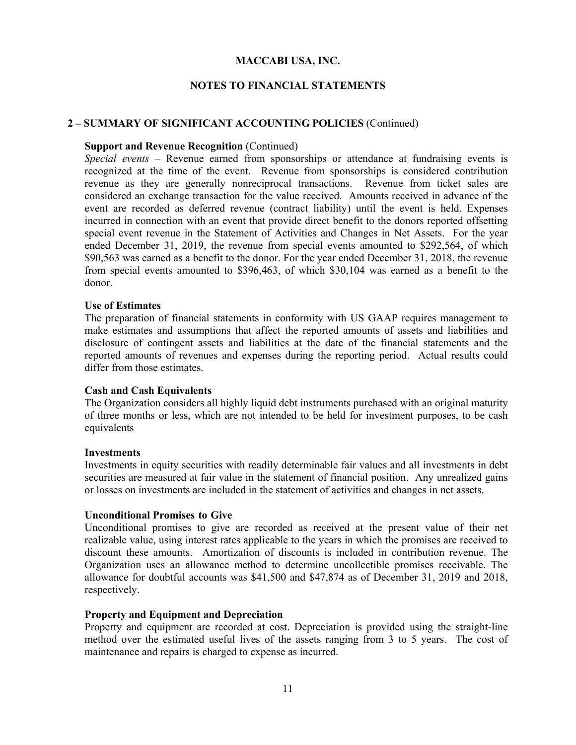# MACCABI USA, INC.

## NOTES TO FINANCIAL STATEMENTS

### 2 – SUMMARY OF SIGNIFICANT ACCOUNTING POLICIES (Continued)

**Support and Revenue Recognition** (Continued)

*Special events* – Revenue earned from sponsorships or attendance at fundraising events is recognized at the time of the event. Revenue from sponsorships is considered contribution revenue as they are generally nonreciprocal transactions. Revenue from ticket sales are considered an exchange transaction for the value received. Amounts received in advance of the event are recorded as deferred revenue (contract liability) until the event is held. Expenses incurred in connection with an event that provide direct benefit to the donors reported offsetting special event revenue in the Statement of Activities and Changes in Net Assets. For the year ended December 31, 2019, the revenue from special events amounted to $292,564, of which $90,563 was earned as a benefit to the donor. For the year ended December 31, 2018, the revenue from special events amounted to $396,463, of which $30,104 was earned as a benefit to the donor.

**Use of Estimates**

The preparation of financial statements in conformity with US GAAP requires management to make estimates and assumptions that affect the reported amounts of assets and liabilities and disclosure of contingent assets and liabilities at the date of the financial statements and the reported amounts of revenues and expenses during the reporting period. Actual results could differ from those estimates.

**Cash and Cash Equivalents**

The Organization considers all highly liquid debt instruments purchased with an original maturity of three months or less, which are not intended to be held for investment purposes, to be cash equivalents

**Investments**

Investments in equity securities with readily determinable fair values and all investments in debt securities are measured at fair value in the statement of financial position. Any unrealized gains or losses on investments are included in the statement of activities and changes in net assets.

**Unconditional Promises to Give**

Unconditional promises to give are recorded as received at the present value of their net realizable value, using interest rates applicable to the years in which the promises are received to discount these amounts. Amortization of discounts is included in contribution revenue. The Organization uses an allowance method to determine uncollectible promises receivable. The allowance for doubtful accounts was $41,500 and $47,874 as of December 31, 2019 and 2018, respectively.

**Property and Equipment and Depreciation**

Property and equipment are recorded at cost. Depreciation is provided using the straight-line method over the estimated useful lives of the assets ranging from 3 to 5 years. The cost of maintenance and repairs is charged to expense as incurred.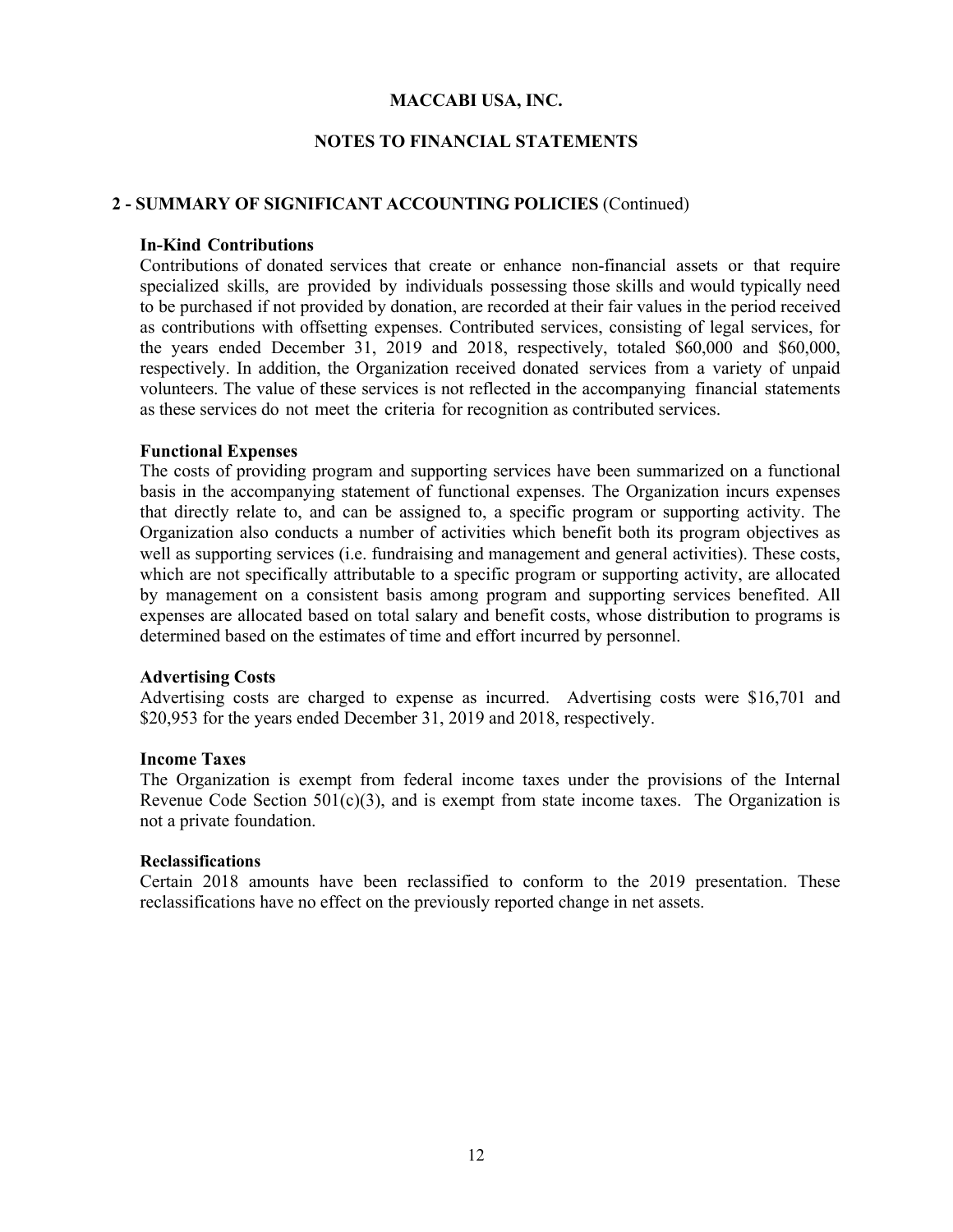# MACCABI USA, INC.

## NOTES TO FINANCIAL STATEMENTS

### 2 - SUMMARY OF SIGNIFICANT ACCOUNTING POLICIES (Continued)

**In-Kind Contributions**

Contributions of donated services that create or enhance non-financial assets or that require specialized skills, are provided by individuals possessing those skills and would typically need to be purchased if not provided by donation, are recorded at their fair values in the period received as contributions with offsetting expenses. Contributed services, consisting of legal services, for the years ended December 31, 2019 and 2018, respectively, totaled $60,000 and $60,000, respectively. In addition, the Organization received donated services from a variety of unpaid volunteers. The value of these services is not reflected in the accompanying financial statements as these services do not meet the criteria for recognition as contributed services.

**Functional Expenses**

The costs of providing program and supporting services have been summarized on a functional basis in the accompanying statement of functional expenses. The Organization incurs expenses that directly relate to, and can be assigned to, a specific program or supporting activity. The Organization also conducts a number of activities which benefit both its program objectives as well as supporting services (i.e. fundraising and management and general activities). These costs, which are not specifically attributable to a specific program or supporting activity, are allocated by management on a consistent basis among program and supporting services benefited. All expenses are allocated based on total salary and benefit costs, whose distribution to programs is determined based on the estimates of time and effort incurred by personnel.

**Advertising Costs**

Advertising costs are charged to expense as incurred. Advertising costs were $16,701 and $20,953 for the years ended December 31, 2019 and 2018, respectively.

**Income Taxes**

The Organization is exempt from federal income taxes under the provisions of the Internal Revenue Code Section 501(c)(3), and is exempt from state income taxes. The Organization is not a private foundation.

**Reclassifications**

Certain 2018 amounts have been reclassified to conform to the 2019 presentation. These reclassifications have no effect on the previously reported change in net assets.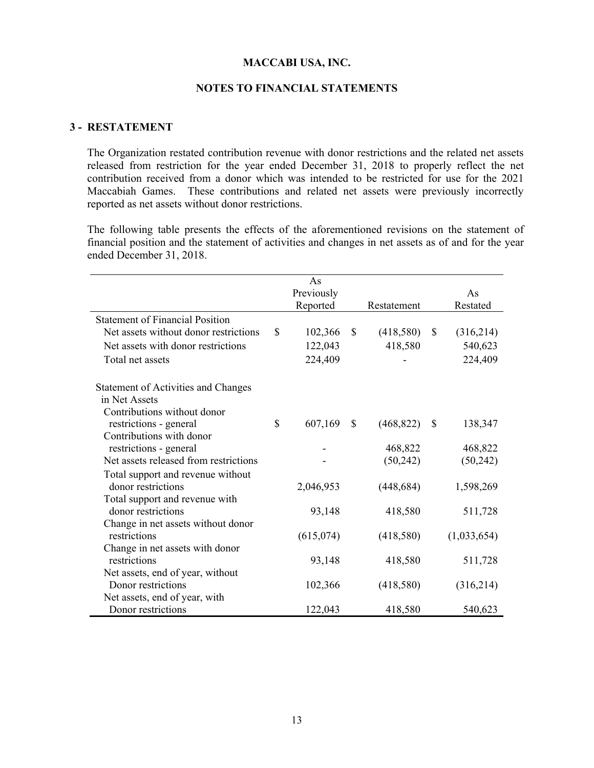## 3 - RESTATEMENT

The Organization restated contribution revenue with donor restrictions and the related net assets released from restriction for the year ended December 31, 2018 to properly reflect the net contribution received from a donor which was intended to be restricted for use for the 2021 Maccabiah Games. These contributions and related net assets were previously incorrectly reported as net assets without donor restrictions.

The following table presents the effects of the aforementioned revisions on the statement of financial position and the statement of activities and changes in net assets as of and for the year ended December 31, 2018.

| | As Previously Reported | Restatement | As Restated |
|---|---|---|---|
| **Statement of Financial Position** | | | |
| Net assets without donor restrictions | $ 102,366 | $ (418,580) | $ (316,214) |
| Net assets with donor restrictions | 122,043 | 418,580 | 540,623 |
| Total net assets | 224,409 | - | 224,409 |
| **Statement of Activities and Changes in Net Assets** | | | |
| Contributions without donor restrictions - general | $ 607,169 | $ (468,822) | $ 138,347 |
| Contributions with donor restrictions - general | - | 468,822 | 468,822 |
| Net assets released from restrictions | - | (50,242) | (50,242) |
| Total support and revenue without donor restrictions | 2,046,953 | (448,684) | 1,598,269 |
| Total support and revenue with donor restrictions | 93,148 | 418,580 | 511,728 |
| Change in net assets without donor restrictions | (615,074) | (418,580) | (1,033,654) |
| Change in net assets with donor restrictions | 93,148 | 418,580 | 511,728 |
| Net assets, end of year, without Donor restrictions | 102,366 | (418,580) | (316,214) |
| Net assets, end of year, with Donor restrictions | 122,043 | 418,580 | 540,623 |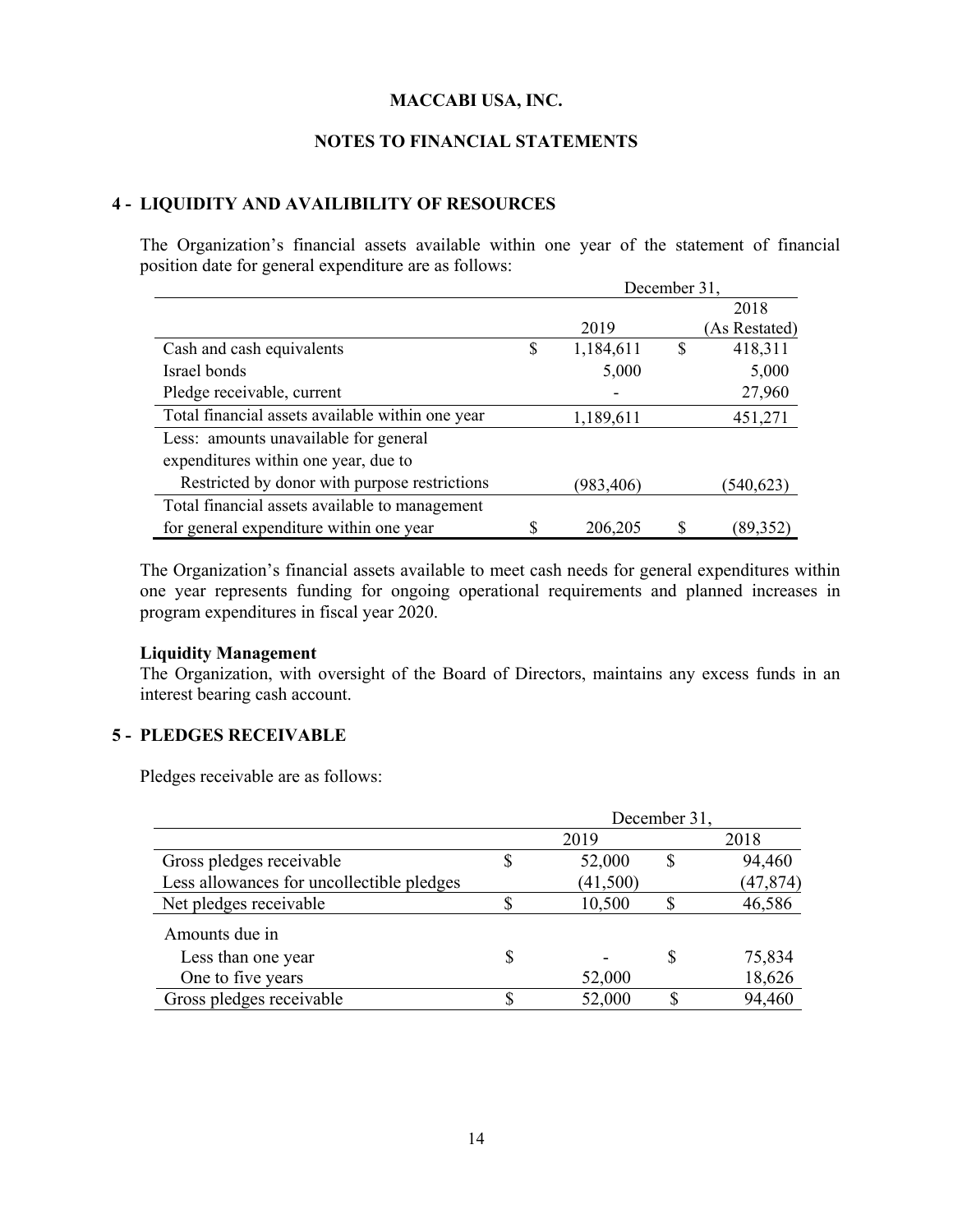**MACCABI USA, INC.**

**NOTES TO FINANCIAL STATEMENTS**

## 4 - LIQUIDITY AND AVAILIBILITY OF RESOURCES

The Organization's financial assets available within one year of the statement of financial position date for general expenditure are as follows:

| | December 31, | |
|---|---|---|
| | 2019 | 2018 (As Restated) |
| Cash and cash equivalents | $ 1,184,611 | $ 418,311 |
| Israel bonds | 5,000 | 5,000 |
| Pledge receivable, current | - | 27,960 |
| Total financial assets available within one year | 1,189,611 | 451,271 |
| Less: amounts unavailable for general expenditures within one year, due to | | |
| Restricted by donor with purpose restrictions | (983,406) | (540,623) |
| Total financial assets available to management for general expenditure within one year | $ 206,205 | $ (89,352) |

The Organization's financial assets available to meet cash needs for general expenditures within one year represents funding for ongoing operational requirements and planned increases in program expenditures in fiscal year 2020.

**Liquidity Management**
The Organization, with oversight of the Board of Directors, maintains any excess funds in an interest bearing cash account.

## 5 - PLEDGES RECEIVABLE

Pledges receivable are as follows:

| | December 31, | |
|---|---|---|
| | 2019 | 2018 |
| Gross pledges receivable | $ 52,000 | $ 94,460 |
| Less allowances for uncollectible pledges | (41,500) | (47,874) |
| Net pledges receivable | $ 10,500 | $ 46,586 |
| Amounts due in | | |
| Less than one year | $ - | $ 75,834 |
| One to five years | 52,000 | 18,626 |
| Gross pledges receivable | $ 52,000 | $ 94,460 |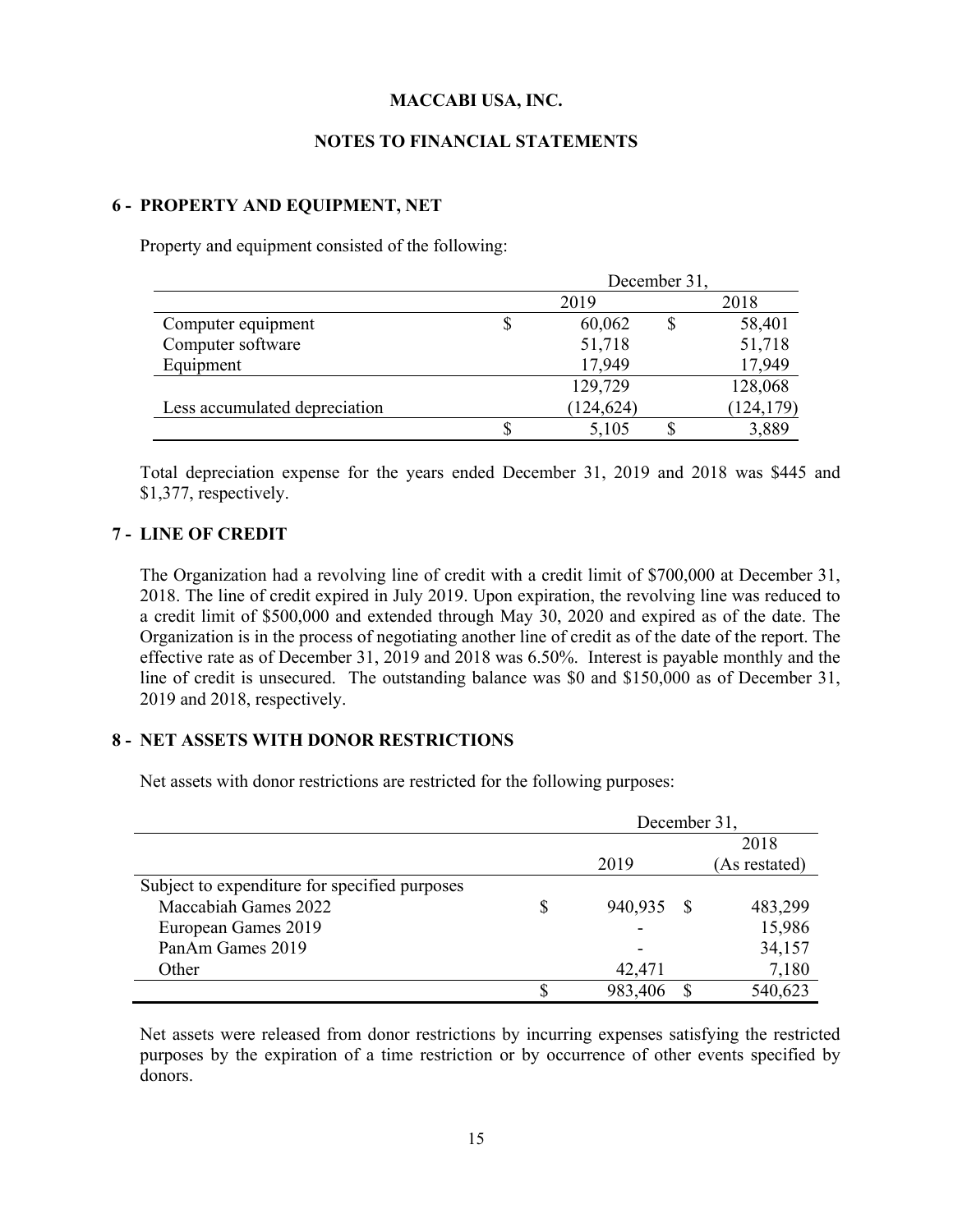**MACCABI USA, INC.**

**NOTES TO FINANCIAL STATEMENTS**

## 6 - PROPERTY AND EQUIPMENT, NET

Property and equipment consisted of the following:

| | December 31, | |
|---|---|---|
| | 2019 | 2018 |
| Computer equipment | $ 60,062 | $ 58,401 |
| Computer software | 51,718 | 51,718 |
| Equipment | 17,949 | 17,949 |
| | 129,729 | 128,068 |
| Less accumulated depreciation | (124,624) | (124,179) |
| | $ 5,105 | $ 3,889 |

Total depreciation expense for the years ended December 31, 2019 and 2018 was $445 and $1,377, respectively.

## 7 - LINE OF CREDIT

The Organization had a revolving line of credit with a credit limit of $700,000 at December 31, 2018. The line of credit expired in July 2019. Upon expiration, the revolving line was reduced to a credit limit of $500,000 and extended through May 30, 2020 and expired as of the date. The Organization is in the process of negotiating another line of credit as of the date of the report. The effective rate as of December 31, 2019 and 2018 was 6.50%. Interest is payable monthly and the line of credit is unsecured. The outstanding balance was $0 and $150,000 as of December 31, 2019 and 2018, respectively.

## 8 - NET ASSETS WITH DONOR RESTRICTIONS

Net assets with donor restrictions are restricted for the following purposes:

| | December 31, | |
|---|---|---|
| | 2019 | 2018 (As restated) |
| Subject to expenditure for specified purposes | | |
| Maccabiah Games 2022 | $ 940,935 | $ 483,299 |
| European Games 2019 | - | 15,986 |
| PanAm Games 2019 | - | 34,157 |
| Other | 42,471 | 7,180 |
| | $ 983,406 | $ 540,623 |

Net assets were released from donor restrictions by incurring expenses satisfying the restricted purposes by the expiration of a time restriction or by occurrence of other events specified by donors.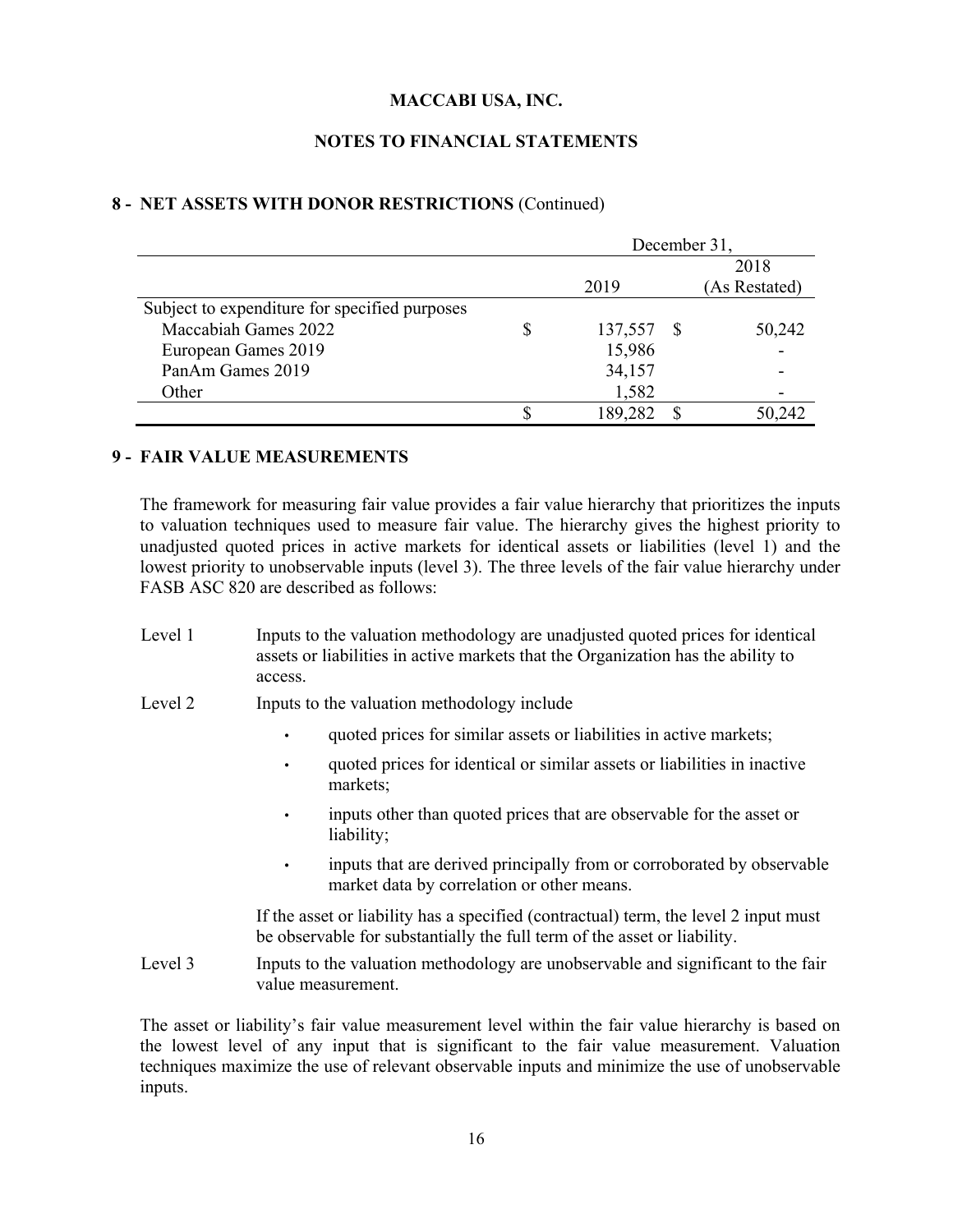## 8 - NET ASSETS WITH DONOR RESTRICTIONS (Continued)

| | December 31, | |
|---|---|---|
| | 2019 | 2018 (As Restated) |
| Subject to expenditure for specified purposes | | |
| Maccabiah Games 2022 | $ 137,557 | $ 50,242 |
| European Games 2019 | 15,986 | - |
| PanAm Games 2019 | 34,157 | - |
| Other | 1,582 | - |
| | $ 189,282 | $ 50,242 |

## 9 - FAIR VALUE MEASUREMENTS

The framework for measuring fair value provides a fair value hierarchy that prioritizes the inputs to valuation techniques used to measure fair value. The hierarchy gives the highest priority to unadjusted quoted prices in active markets for identical assets or liabilities (level 1) and the lowest priority to unobservable inputs (level 3). The three levels of the fair value hierarchy under FASB ASC 820 are described as follows:

Level 1 — Inputs to the valuation methodology are unadjusted quoted prices for identical assets or liabilities in active markets that the Organization has the ability to access.

Level 2 — Inputs to the valuation methodology include

- quoted prices for similar assets or liabilities in active markets;
- quoted prices for identical or similar assets or liabilities in inactive markets;
- inputs other than quoted prices that are observable for the asset or liability;
- inputs that are derived principally from or corroborated by observable market data by correlation or other means.

If the asset or liability has a specified (contractual) term, the level 2 input must be observable for substantially the full term of the asset or liability.

Level 3 — Inputs to the valuation methodology are unobservable and significant to the fair value measurement.

The asset or liability's fair value measurement level within the fair value hierarchy is based on the lowest level of any input that is significant to the fair value measurement. Valuation techniques maximize the use of relevant observable inputs and minimize the use of unobservable inputs.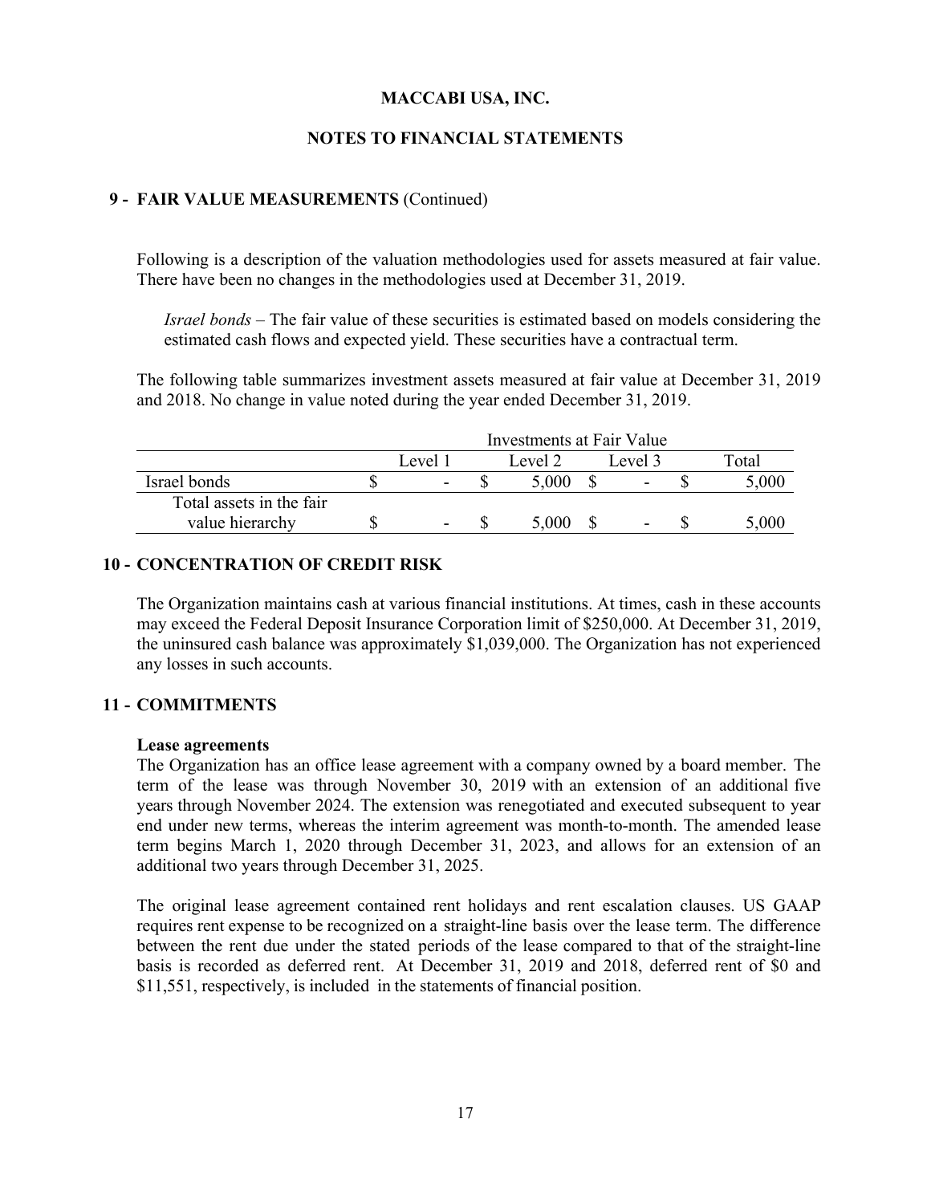**MACCABI USA, INC.**

**NOTES TO FINANCIAL STATEMENTS**

## 9 - FAIR VALUE MEASUREMENTS (Continued)

Following is a description of the valuation methodologies used for assets measured at fair value. There have been no changes in the methodologies used at December 31, 2019.

*Israel bonds* – The fair value of these securities is estimated based on models considering the estimated cash flows and expected yield. These securities have a contractual term.

The following table summarizes investment assets measured at fair value at December 31, 2019 and 2018. No change in value noted during the year ended December 31, 2019.

| | Investments at Fair Value | | | |
|---|---|---|---|---|
| | Level 1 | Level 2 | Level 3 | Total |
| Israel bonds | $ - | $ 5,000 | $ - | $ 5,000 |
| Total assets in the fair value hierarchy | $ - | $ 5,000 | $ - | $ 5,000 |

## 10 - CONCENTRATION OF CREDIT RISK

The Organization maintains cash at various financial institutions. At times, cash in these accounts may exceed the Federal Deposit Insurance Corporation limit of $250,000. At December 31, 2019, the uninsured cash balance was approximately $1,039,000. The Organization has not experienced any losses in such accounts.

## 11 - COMMITMENTS

**Lease agreements**

The Organization has an office lease agreement with a company owned by a board member. The term of the lease was through November 30, 2019 with an extension of an additional five years through November 2024. The extension was renegotiated and executed subsequent to year end under new terms, whereas the interim agreement was month-to-month. The amended lease term begins March 1, 2020 through December 31, 2023, and allows for an extension of an additional two years through December 31, 2025.

The original lease agreement contained rent holidays and rent escalation clauses. US GAAP requires rent expense to be recognized on a straight-line basis over the lease term. The difference between the rent due under the stated periods of the lease compared to that of the straight-line basis is recorded as deferred rent. At December 31, 2019 and 2018, deferred rent of $0 and $11,551, respectively, is included in the statements of financial position.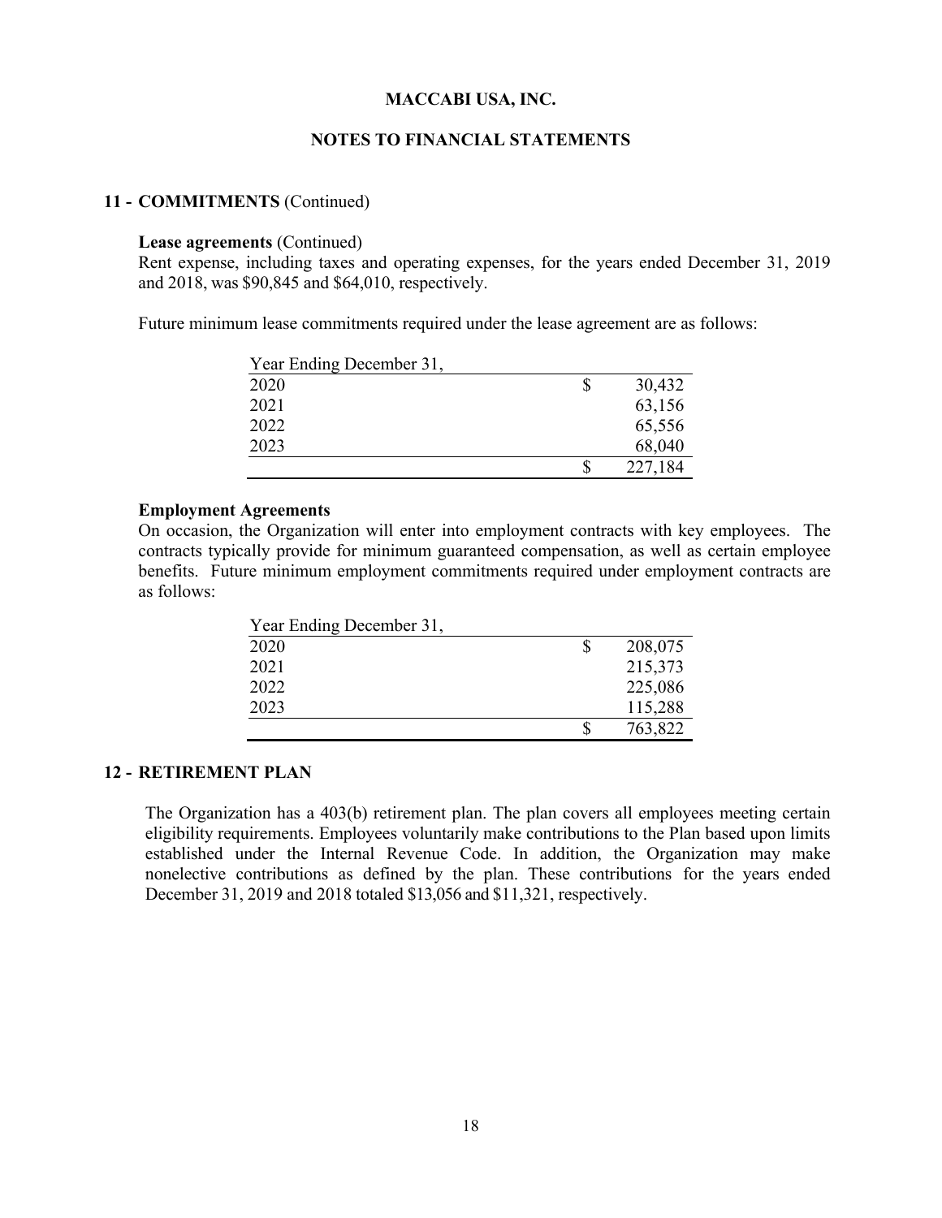MACCABI USA, INC.

NOTES TO FINANCIAL STATEMENTS

## 11 - COMMITMENTS (Continued)

**Lease agreements** (Continued)

Rent expense, including taxes and operating expenses, for the years ended December 31, 2019 and 2018, was $90,845 and $64,010, respectively.

Future minimum lease commitments required under the lease agreement are as follows:

| Year Ending December 31, | | |
|---|---|---|
| 2020 | $ | 30,432 |
| 2021 | | 63,156 |
| 2022 | | 65,556 |
| 2023 | | 68,040 |
| | $ | 227,184 |

**Employment Agreements**

On occasion, the Organization will enter into employment contracts with key employees. The contracts typically provide for minimum guaranteed compensation, as well as certain employee benefits. Future minimum employment commitments required under employment contracts are as follows:

| Year Ending December 31, | | |
|---|---|---|
| 2020 | $ | 208,075 |
| 2021 | | 215,373 |
| 2022 | | 225,086 |
| 2023 | | 115,288 |
| | $ | 763,822 |

## 12 - RETIREMENT PLAN

The Organization has a 403(b) retirement plan. The plan covers all employees meeting certain eligibility requirements. Employees voluntarily make contributions to the Plan based upon limits established under the Internal Revenue Code. In addition, the Organization may make nonelective contributions as defined by the plan. These contributions for the years ended December 31, 2019 and 2018 totaled $13,056 and $11,321, respectively.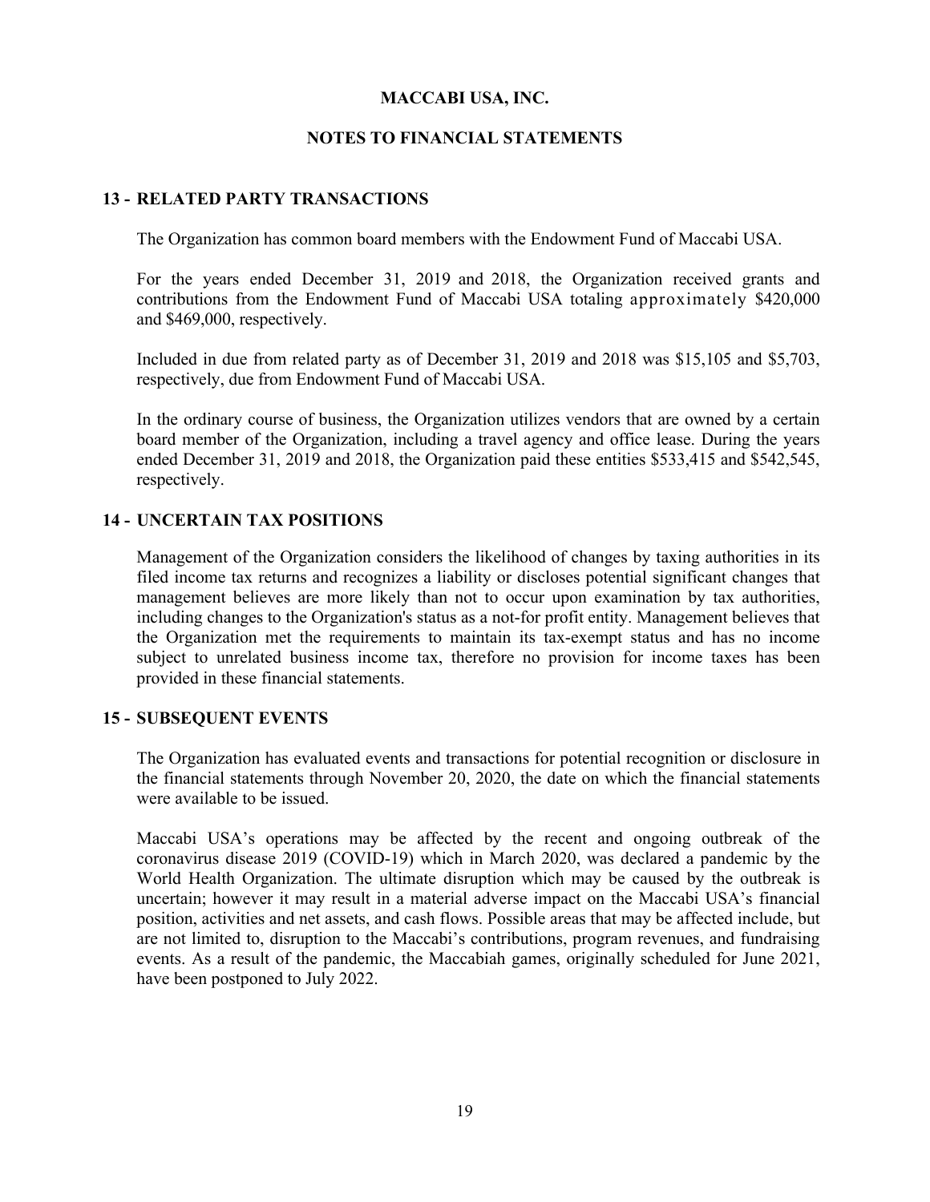# MACCABI USA, INC.

## NOTES TO FINANCIAL STATEMENTS

### 13 - RELATED PARTY TRANSACTIONS

The Organization has common board members with the Endowment Fund of Maccabi USA.

For the years ended December 31, 2019 and 2018, the Organization received grants and contributions from the Endowment Fund of Maccabi USA totaling approximately $420,000 and $469,000, respectively.

Included in due from related party as of December 31, 2019 and 2018 was $15,105 and $5,703, respectively, due from Endowment Fund of Maccabi USA.

In the ordinary course of business, the Organization utilizes vendors that are owned by a certain board member of the Organization, including a travel agency and office lease. During the years ended December 31, 2019 and 2018, the Organization paid these entities $533,415 and $542,545, respectively.

### 14 - UNCERTAIN TAX POSITIONS

Management of the Organization considers the likelihood of changes by taxing authorities in its filed income tax returns and recognizes a liability or discloses potential significant changes that management believes are more likely than not to occur upon examination by tax authorities, including changes to the Organization's status as a not-for profit entity. Management believes that the Organization met the requirements to maintain its tax-exempt status and has no income subject to unrelated business income tax, therefore no provision for income taxes has been provided in these financial statements.

### 15 - SUBSEQUENT EVENTS

The Organization has evaluated events and transactions for potential recognition or disclosure in the financial statements through November 20, 2020, the date on which the financial statements were available to be issued.

Maccabi USA's operations may be affected by the recent and ongoing outbreak of the coronavirus disease 2019 (COVID-19) which in March 2020, was declared a pandemic by the World Health Organization. The ultimate disruption which may be caused by the outbreak is uncertain; however it may result in a material adverse impact on the Maccabi USA's financial position, activities and net assets, and cash flows. Possible areas that may be affected include, but are not limited to, disruption to the Maccabi's contributions, program revenues, and fundraising events. As a result of the pandemic, the Maccabiah games, originally scheduled for June 2021, have been postponed to July 2022.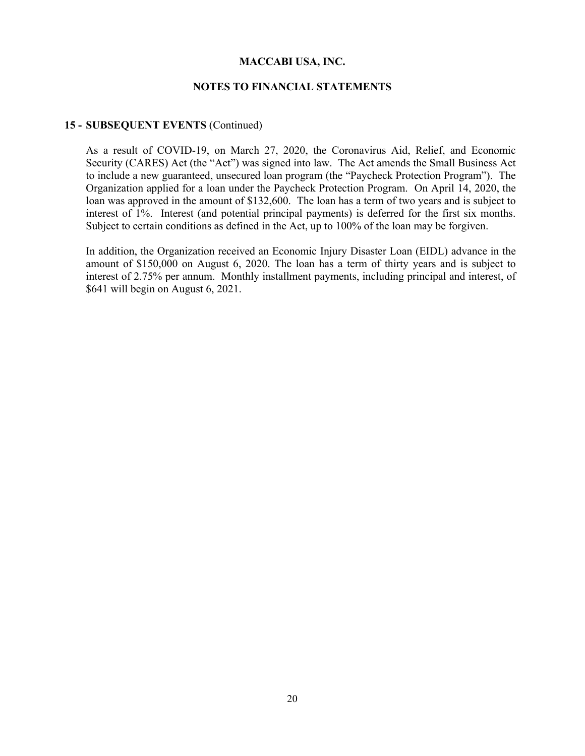## 15 - SUBSEQUENT EVENTS (Continued)

As a result of COVID-19, on March 27, 2020, the Coronavirus Aid, Relief, and Economic Security (CARES) Act (the "Act") was signed into law. The Act amends the Small Business Act to include a new guaranteed, unsecured loan program (the "Paycheck Protection Program"). The Organization applied for a loan under the Paycheck Protection Program. On April 14, 2020, the loan was approved in the amount of $132,600. The loan has a term of two years and is subject to interest of 1%. Interest (and potential principal payments) is deferred for the first six months. Subject to certain conditions as defined in the Act, up to 100% of the loan may be forgiven.

In addition, the Organization received an Economic Injury Disaster Loan (EIDL) advance in the amount of $150,000 on August 6, 2020. The loan has a term of thirty years and is subject to interest of 2.75% per annum. Monthly installment payments, including principal and interest, of $641 will begin on August 6, 2021.